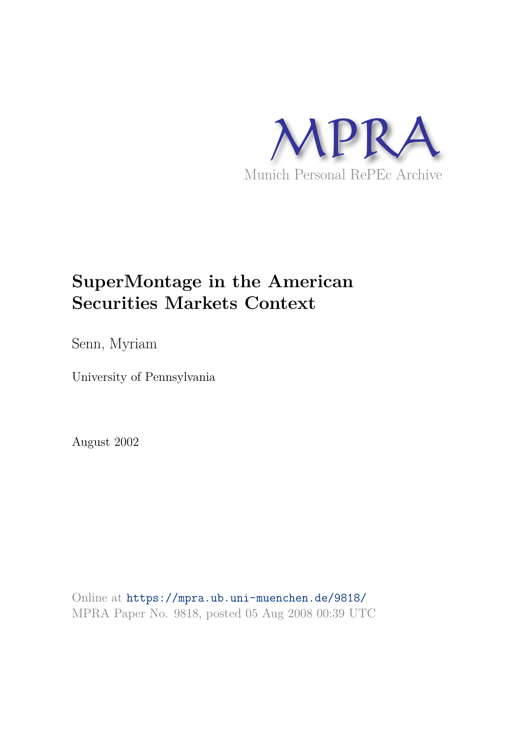MPRA

Munich Personal RePEc Archive

# SuperMontage in the American Securities Markets Context

Senn, Myriam

University of Pennsylvania

August 2002

Online at https://mpra.ub.uni-muenchen.de/9818/
MPRA Paper No. 9818, posted 05 Aug 2008 00:39 UTC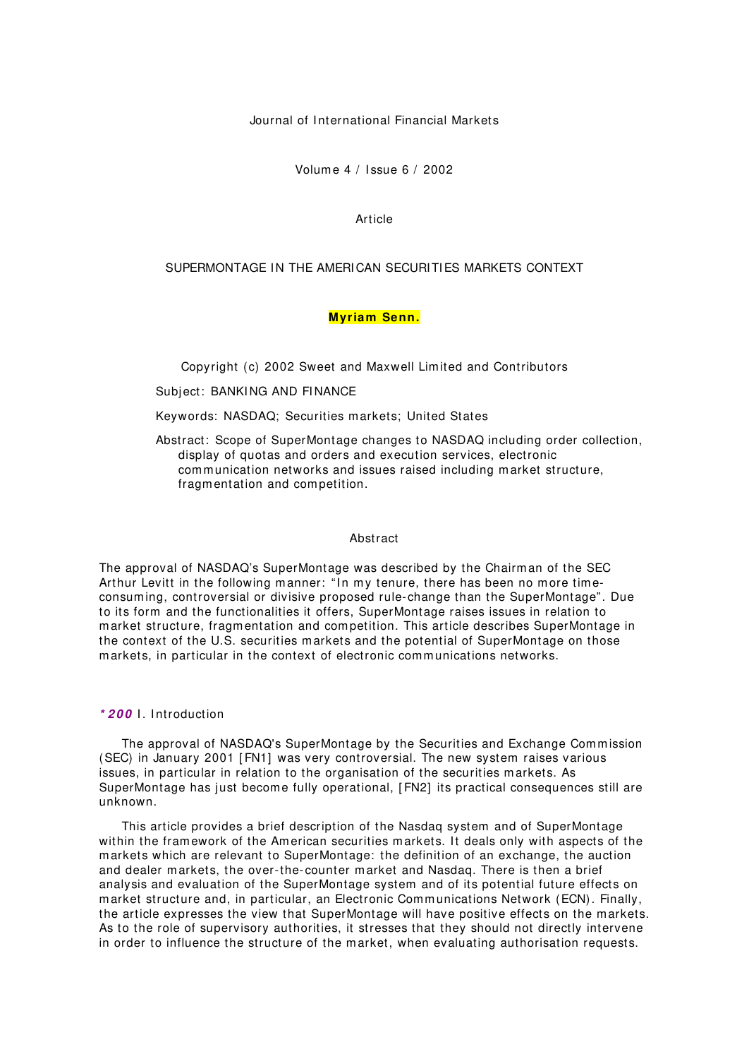Journal of International Financial Markets

Volume 4 / Issue 6 / 2002

Article

# SUPERMONTAGE IN THE AMERICAN SECURITIES MARKETS CONTEXT

**Myriam Senn.**

Copyright (c) 2002 Sweet and Maxwell Limited and Contributors

Subject: BANKING AND FINANCE

Keywords: NASDAQ; Securities markets; United States

Abstract: Scope of SuperMontage changes to NASDAQ including order collection, display of quotas and orders and execution services, electronic communication networks and issues raised including market structure, fragmentation and competition.

## Abstract

The approval of NASDAQ's SuperMontage was described by the Chairman of the SEC Arthur Levitt in the following manner: "In my tenure, there has been no more time-consuming, controversial or divisive proposed rule-change than the SuperMontage". Due to its form and the functionalities it offers, SuperMontage raises issues in relation to market structure, fragmentation and competition. This article describes SuperMontage in the context of the U.S. securities markets and the potential of SuperMontage on those markets, in particular in the context of electronic communications networks.

## *200 I. Introduction

The approval of NASDAQ's SuperMontage by the Securities and Exchange Commission (SEC) in January 2001 [FN1] was very controversial. The new system raises various issues, in particular in relation to the organisation of the securities markets. As SuperMontage has just become fully operational, [FN2] its practical consequences still are unknown.

This article provides a brief description of the Nasdaq system and of SuperMontage within the framework of the American securities markets. It deals only with aspects of the markets which are relevant to SuperMontage: the definition of an exchange, the auction and dealer markets, the over-the-counter market and Nasdaq. There is then a brief analysis and evaluation of the SuperMontage system and of its potential future effects on market structure and, in particular, an Electronic Communications Network (ECN). Finally, the article expresses the view that SuperMontage will have positive effects on the markets. As to the role of supervisory authorities, it stresses that they should not directly intervene in order to influence the structure of the market, when evaluating authorisation requests.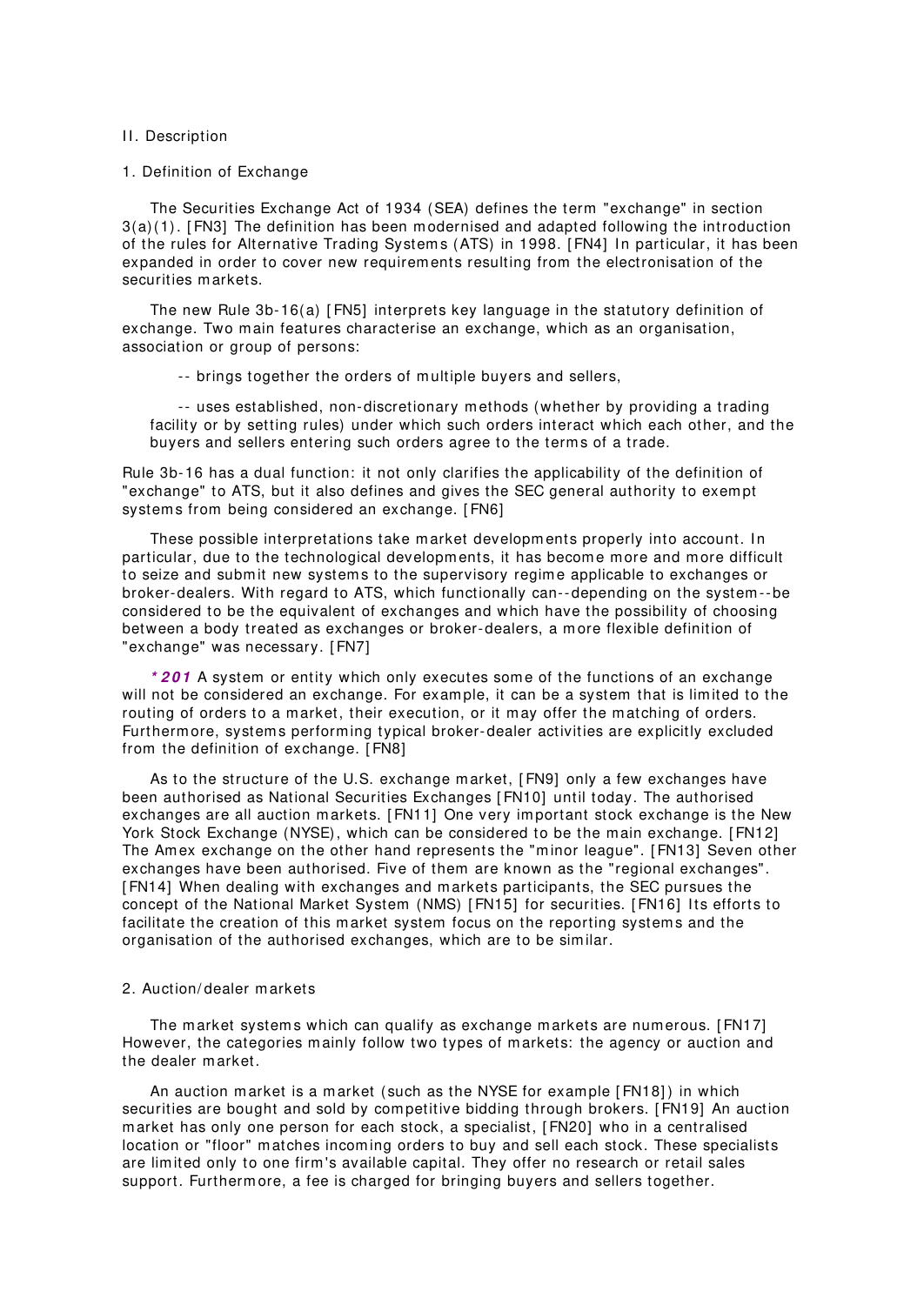## II. Description

### 1. Definition of Exchange

The Securities Exchange Act of 1934 (SEA) defines the term "exchange" in section 3(a)(1). [FN3] The definition has been modernised and adapted following the introduction of the rules for Alternative Trading Systems (ATS) in 1998. [FN4] In particular, it has been expanded in order to cover new requirements resulting from the electronisation of the securities markets.

The new Rule 3b-16(a) [FN5] interprets key language in the statutory definition of exchange. Two main features characterise an exchange, which as an organisation, association or group of persons:

-- brings together the orders of multiple buyers and sellers,

-- uses established, non-discretionary methods (whether by providing a trading facility or by setting rules) under which such orders interact which each other, and the buyers and sellers entering such orders agree to the terms of a trade.

Rule 3b-16 has a dual function: it not only clarifies the applicability of the definition of "exchange" to ATS, but it also defines and gives the SEC general authority to exempt systems from being considered an exchange. [FN6]

These possible interpretations take market developments properly into account. In particular, due to the technological developments, it has become more and more difficult to seize and submit new systems to the supervisory regime applicable to exchanges or broker-dealers. With regard to ATS, which functionally can--depending on the system--be considered to be the equivalent of exchanges and which have the possibility of choosing between a body treated as exchanges or broker-dealers, a more flexible definition of "exchange" was necessary. [FN7]

***201*** A system or entity which only executes some of the functions of an exchange will not be considered an exchange. For example, it can be a system that is limited to the routing of orders to a market, their execution, or it may offer the matching of orders. Furthermore, systems performing typical broker-dealer activities are explicitly excluded from the definition of exchange. [FN8]

As to the structure of the U.S. exchange market, [FN9] only a few exchanges have been authorised as National Securities Exchanges [FN10] until today. The authorised exchanges are all auction markets. [FN11] One very important stock exchange is the New York Stock Exchange (NYSE), which can be considered to be the main exchange. [FN12] The Amex exchange on the other hand represents the "minor league". [FN13] Seven other exchanges have been authorised. Five of them are known as the "regional exchanges". [FN14] When dealing with exchanges and markets participants, the SEC pursues the concept of the National Market System (NMS) [FN15] for securities. [FN16] Its efforts to facilitate the creation of this market system focus on the reporting systems and the organisation of the authorised exchanges, which are to be similar.

### 2. Auction/dealer markets

The market systems which can qualify as exchange markets are numerous. [FN17] However, the categories mainly follow two types of markets: the agency or auction and the dealer market.

An auction market is a market (such as the NYSE for example [FN18]) in which securities are bought and sold by competitive bidding through brokers. [FN19] An auction market has only one person for each stock, a specialist, [FN20] who in a centralised location or "floor" matches incoming orders to buy and sell each stock. These specialists are limited only to one firm's available capital. They offer no research or retail sales support. Furthermore, a fee is charged for bringing buyers and sellers together.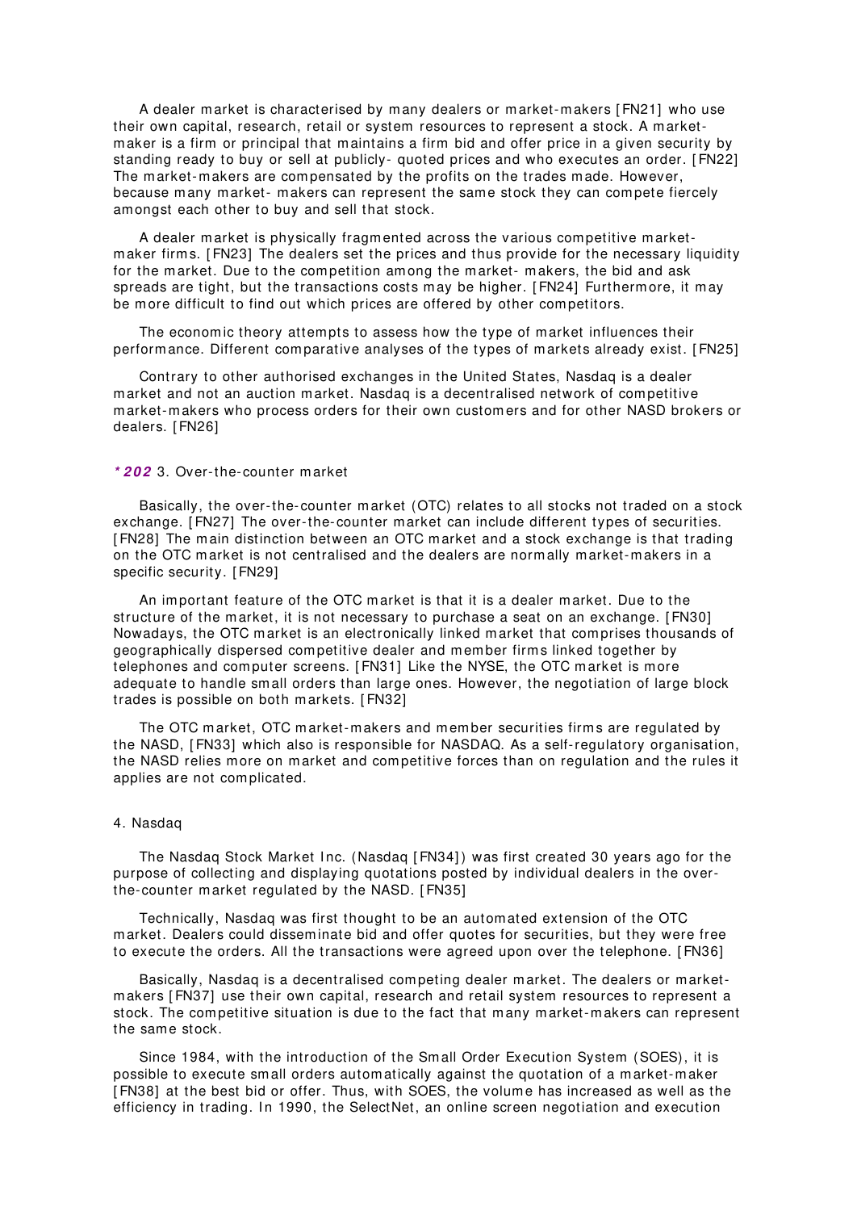A dealer market is characterised by many dealers or market-makers [FN21] who use their own capital, research, retail or system resources to represent a stock. A market-maker is a firm or principal that maintains a firm bid and offer price in a given security by standing ready to buy or sell at publicly- quoted prices and who executes an order. [FN22] The market-makers are compensated by the profits on the trades made. However, because many market- makers can represent the same stock they can compete fiercely amongst each other to buy and sell that stock.

A dealer market is physically fragmented across the various competitive market-maker firms. [FN23] The dealers set the prices and thus provide for the necessary liquidity for the market. Due to the competition among the market- makers, the bid and ask spreads are tight, but the transactions costs may be higher. [FN24] Furthermore, it may be more difficult to find out which prices are offered by other competitors.

The economic theory attempts to assess how the type of market influences their performance. Different comparative analyses of the types of markets already exist. [FN25]

Contrary to other authorised exchanges in the United States, Nasdaq is a dealer market and not an auction market. Nasdaq is a decentralised network of competitive market-makers who process orders for their own customers and for other NASD brokers or dealers. [FN26]

***202** 3. Over-the-counter market

Basically, the over-the-counter market (OTC) relates to all stocks not traded on a stock exchange. [FN27] The over-the-counter market can include different types of securities. [FN28] The main distinction between an OTC market and a stock exchange is that trading on the OTC market is not centralised and the dealers are normally market-makers in a specific security. [FN29]

An important feature of the OTC market is that it is a dealer market. Due to the structure of the market, it is not necessary to purchase a seat on an exchange. [FN30] Nowadays, the OTC market is an electronically linked market that comprises thousands of geographically dispersed competitive dealer and member firms linked together by telephones and computer screens. [FN31] Like the NYSE, the OTC market is more adequate to handle small orders than large ones. However, the negotiation of large block trades is possible on both markets. [FN32]

The OTC market, OTC market-makers and member securities firms are regulated by the NASD, [FN33] which also is responsible for NASDAQ. As a self-regulatory organisation, the NASD relies more on market and competitive forces than on regulation and the rules it applies are not complicated.

4. Nasdaq

The Nasdaq Stock Market Inc. (Nasdaq [FN34]) was first created 30 years ago for the purpose of collecting and displaying quotations posted by individual dealers in the over-the-counter market regulated by the NASD. [FN35]

Technically, Nasdaq was first thought to be an automated extension of the OTC market. Dealers could disseminate bid and offer quotes for securities, but they were free to execute the orders. All the transactions were agreed upon over the telephone. [FN36]

Basically, Nasdaq is a decentralised competing dealer market. The dealers or market-makers [FN37] use their own capital, research and retail system resources to represent a stock. The competitive situation is due to the fact that many market-makers can represent the same stock.

Since 1984, with the introduction of the Small Order Execution System (SOES), it is possible to execute small orders automatically against the quotation of a market-maker [FN38] at the best bid or offer. Thus, with SOES, the volume has increased as well as the efficiency in trading. In 1990, the SelectNet, an online screen negotiation and execution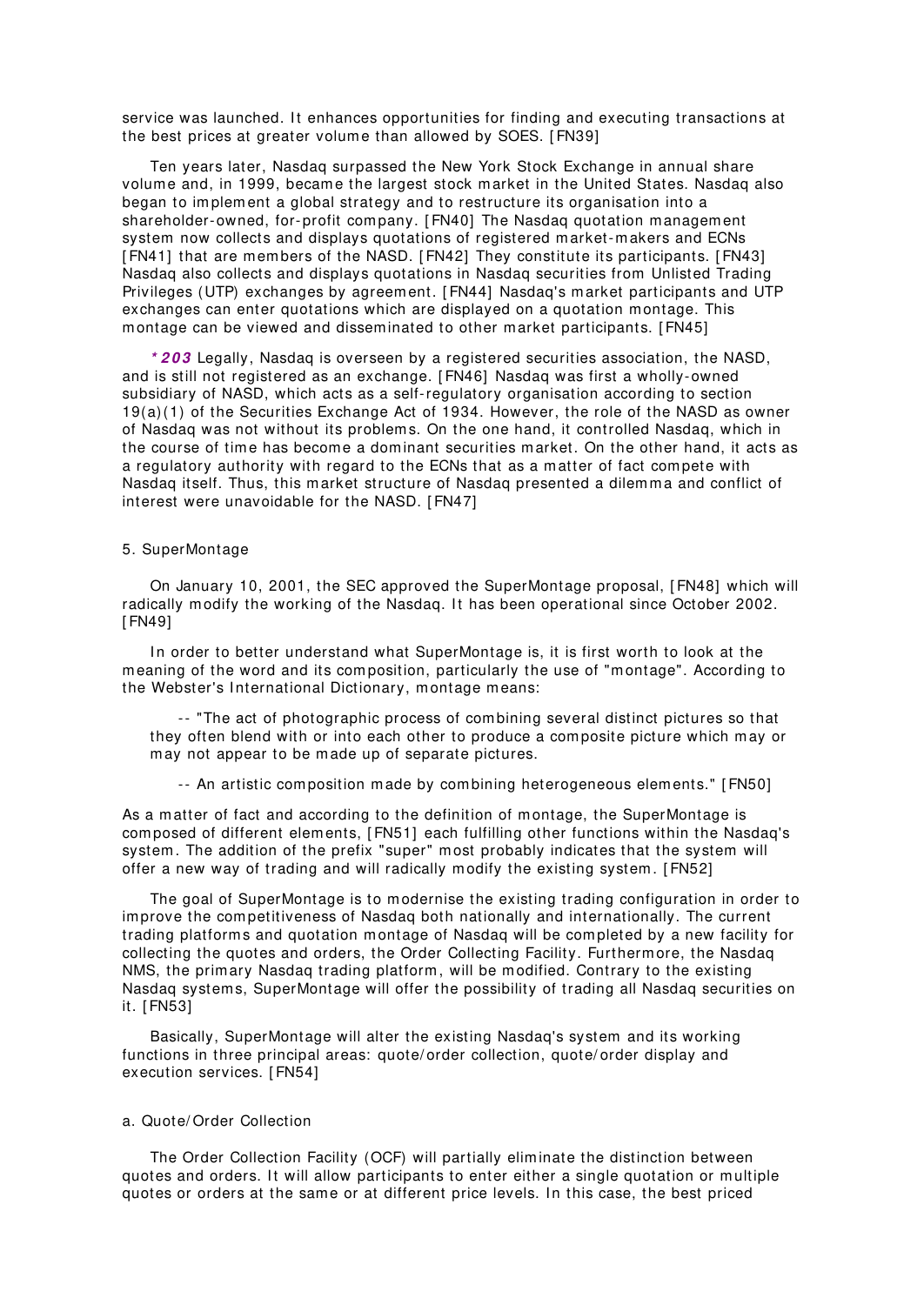service was launched. It enhances opportunities for finding and executing transactions at the best prices at greater volume than allowed by SOES. [FN39]

Ten years later, Nasdaq surpassed the New York Stock Exchange in annual share volume and, in 1999, became the largest stock market in the United States. Nasdaq also began to implement a global strategy and to restructure its organisation into a shareholder-owned, for-profit company. [FN40] The Nasdaq quotation management system now collects and displays quotations of registered market-makers and ECNs [FN41] that are members of the NASD. [FN42] They constitute its participants. [FN43] Nasdaq also collects and displays quotations in Nasdaq securities from Unlisted Trading Privileges (UTP) exchanges by agreement. [FN44] Nasdaq's market participants and UTP exchanges can enter quotations which are displayed on a quotation montage. This montage can be viewed and disseminated to other market participants. [FN45]

***203** Legally, Nasdaq is overseen by a registered securities association, the NASD, and is still not registered as an exchange. [FN46] Nasdaq was first a wholly-owned subsidiary of NASD, which acts as a self-regulatory organisation according to section 19(a)(1) of the Securities Exchange Act of 1934. However, the role of the NASD as owner of Nasdaq was not without its problems. On the one hand, it controlled Nasdaq, which in the course of time has become a dominant securities market. On the other hand, it acts as a regulatory authority with regard to the ECNs that as a matter of fact compete with Nasdaq itself. Thus, this market structure of Nasdaq presented a dilemma and conflict of interest were unavoidable for the NASD. [FN47]

5. SuperMontage

On January 10, 2001, the SEC approved the SuperMontage proposal, [FN48] which will radically modify the working of the Nasdaq. It has been operational since October 2002. [FN49]

In order to better understand what SuperMontage is, it is first worth to look at the meaning of the word and its composition, particularly the use of "montage". According to the Webster's International Dictionary, montage means:

> -- "The act of photographic process of combining several distinct pictures so that they often blend with or into each other to produce a composite picture which may or may not appear to be made up of separate pictures.
>
> -- An artistic composition made by combining heterogeneous elements." [FN50]

As a matter of fact and according to the definition of montage, the SuperMontage is composed of different elements, [FN51] each fulfilling other functions within the Nasdaq's system. The addition of the prefix "super" most probably indicates that the system will offer a new way of trading and will radically modify the existing system. [FN52]

The goal of SuperMontage is to modernise the existing trading configuration in order to improve the competitiveness of Nasdaq both nationally and internationally. The current trading platforms and quotation montage of Nasdaq will be completed by a new facility for collecting the quotes and orders, the Order Collecting Facility. Furthermore, the Nasdaq NMS, the primary Nasdaq trading platform, will be modified. Contrary to the existing Nasdaq systems, SuperMontage will offer the possibility of trading all Nasdaq securities on it. [FN53]

Basically, SuperMontage will alter the existing Nasdaq's system and its working functions in three principal areas: quote/order collection, quote/order display and execution services. [FN54]

a. Quote/Order Collection

The Order Collection Facility (OCF) will partially eliminate the distinction between quotes and orders. It will allow participants to enter either a single quotation or multiple quotes or orders at the same or at different price levels. In this case, the best priced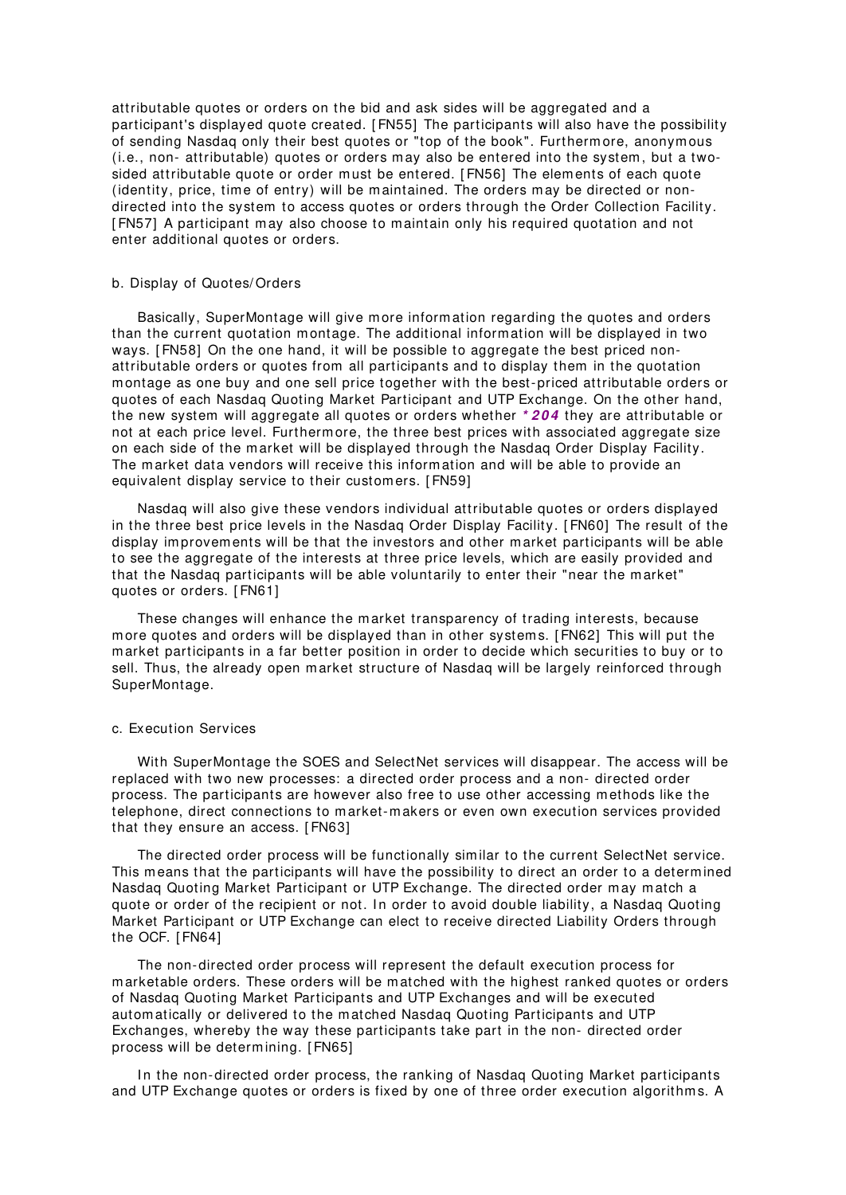attributable quotes or orders on the bid and ask sides will be aggregated and a participant's displayed quote created. [FN55] The participants will also have the possibility of sending Nasdaq only their best quotes or "top of the book". Furthermore, anonymous (i.e., non- attributable) quotes or orders may also be entered into the system, but a two-sided attributable quote or order must be entered. [FN56] The elements of each quote (identity, price, time of entry) will be maintained. The orders may be directed or non-directed into the system to access quotes or orders through the Order Collection Facility. [FN57] A participant may also choose to maintain only his required quotation and not enter additional quotes or orders.

b. Display of Quotes/Orders

Basically, SuperMontage will give more information regarding the quotes and orders than the current quotation montage. The additional information will be displayed in two ways. [FN58] On the one hand, it will be possible to aggregate the best priced non-attributable orders or quotes from all participants and to display them in the quotation montage as one buy and one sell price together with the best-priced attributable orders or quotes of each Nasdaq Quoting Market Participant and UTP Exchange. On the other hand, the new system will aggregate all quotes or orders whether ***204** they are attributable or not at each price level. Furthermore, the three best prices with associated aggregate size on each side of the market will be displayed through the Nasdaq Order Display Facility. The market data vendors will receive this information and will be able to provide an equivalent display service to their customers. [FN59]

Nasdaq will also give these vendors individual attributable quotes or orders displayed in the three best price levels in the Nasdaq Order Display Facility. [FN60] The result of the display improvements will be that the investors and other market participants will be able to see the aggregate of the interests at three price levels, which are easily provided and that the Nasdaq participants will be able voluntarily to enter their "near the market" quotes or orders. [FN61]

These changes will enhance the market transparency of trading interests, because more quotes and orders will be displayed than in other systems. [FN62] This will put the market participants in a far better position in order to decide which securities to buy or to sell. Thus, the already open market structure of Nasdaq will be largely reinforced through SuperMontage.

c. Execution Services

With SuperMontage the SOES and SelectNet services will disappear. The access will be replaced with two new processes: a directed order process and a non- directed order process. The participants are however also free to use other accessing methods like the telephone, direct connections to market-makers or even own execution services provided that they ensure an access. [FN63]

The directed order process will be functionally similar to the current SelectNet service. This means that the participants will have the possibility to direct an order to a determined Nasdaq Quoting Market Participant or UTP Exchange. The directed order may match a quote or order of the recipient or not. In order to avoid double liability, a Nasdaq Quoting Market Participant or UTP Exchange can elect to receive directed Liability Orders through the OCF. [FN64]

The non-directed order process will represent the default execution process for marketable orders. These orders will be matched with the highest ranked quotes or orders of Nasdaq Quoting Market Participants and UTP Exchanges and will be executed automatically or delivered to the matched Nasdaq Quoting Participants and UTP Exchanges, whereby the way these participants take part in the non- directed order process will be determining. [FN65]

In the non-directed order process, the ranking of Nasdaq Quoting Market participants and UTP Exchange quotes or orders is fixed by one of three order execution algorithms. A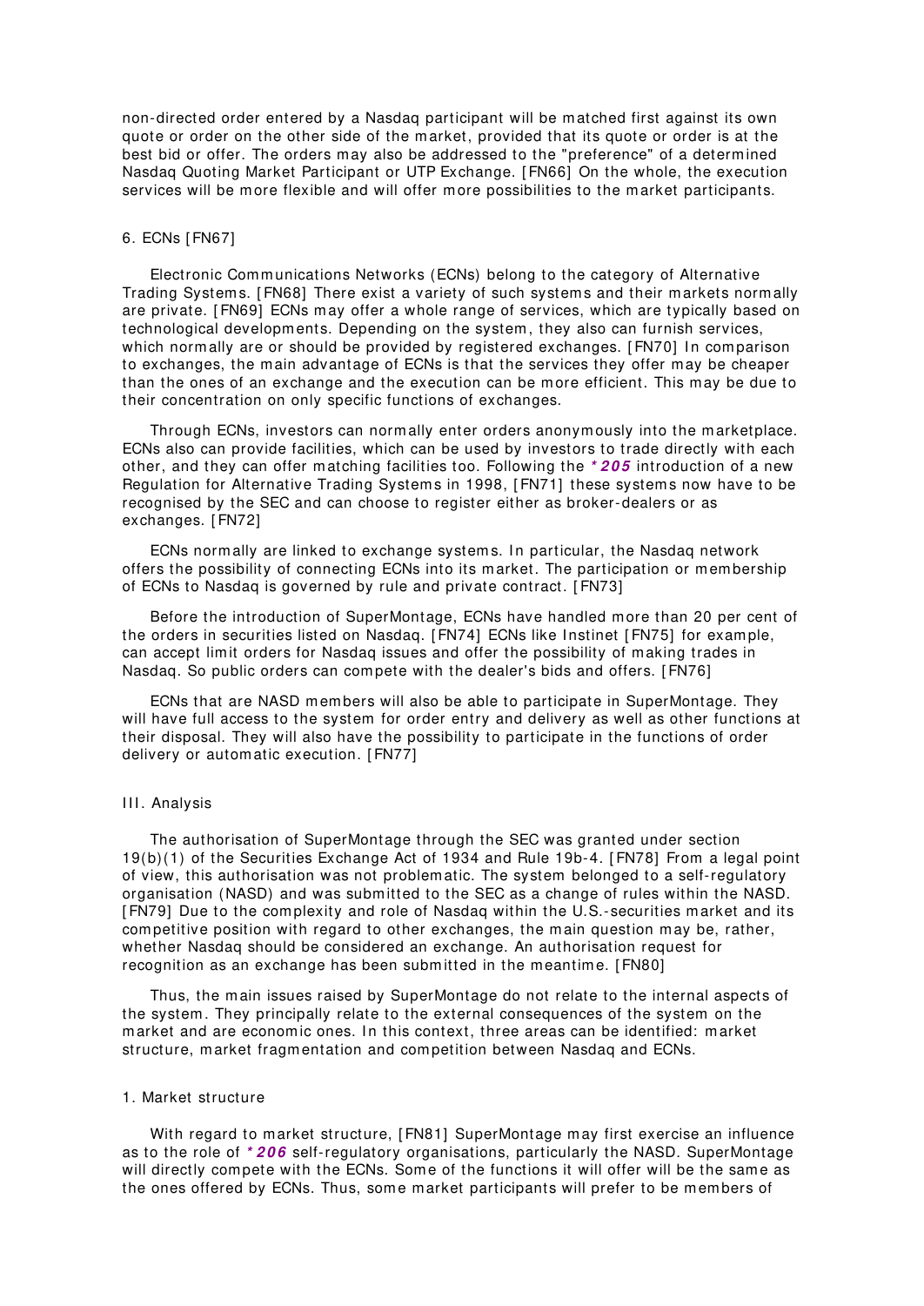non-directed order entered by a Nasdaq participant will be matched first against its own quote or order on the other side of the market, provided that its quote or order is at the best bid or offer. The orders may also be addressed to the "preference" of a determined Nasdaq Quoting Market Participant or UTP Exchange. [FN66] On the whole, the execution services will be more flexible and will offer more possibilities to the market participants.

### 6. ECNs [FN67]

Electronic Communications Networks (ECNs) belong to the category of Alternative Trading Systems. [FN68] There exist a variety of such systems and their markets normally are private. [FN69] ECNs may offer a whole range of services, which are typically based on technological developments. Depending on the system, they also can furnish services, which normally are or should be provided by registered exchanges. [FN70] In comparison to exchanges, the main advantage of ECNs is that the services they offer may be cheaper than the ones of an exchange and the execution can be more efficient. This may be due to their concentration on only specific functions of exchanges.

Through ECNs, investors can normally enter orders anonymously into the marketplace. ECNs also can provide facilities, which can be used by investors to trade directly with each other, and they can offer matching facilities too. Following the ***\*205*** introduction of a new Regulation for Alternative Trading Systems in 1998, [FN71] these systems now have to be recognised by the SEC and can choose to register either as broker-dealers or as exchanges. [FN72]

ECNs normally are linked to exchange systems. In particular, the Nasdaq network offers the possibility of connecting ECNs into its market. The participation or membership of ECNs to Nasdaq is governed by rule and private contract. [FN73]

Before the introduction of SuperMontage, ECNs have handled more than 20 per cent of the orders in securities listed on Nasdaq. [FN74] ECNs like Instinet [FN75] for example, can accept limit orders for Nasdaq issues and offer the possibility of making trades in Nasdaq. So public orders can compete with the dealer's bids and offers. [FN76]

ECNs that are NASD members will also be able to participate in SuperMontage. They will have full access to the system for order entry and delivery as well as other functions at their disposal. They will also have the possibility to participate in the functions of order delivery or automatic execution. [FN77]

## III. Analysis

The authorisation of SuperMontage through the SEC was granted under section 19(b)(1) of the Securities Exchange Act of 1934 and Rule 19b-4. [FN78] From a legal point of view, this authorisation was not problematic. The system belonged to a self-regulatory organisation (NASD) and was submitted to the SEC as a change of rules within the NASD. [FN79] Due to the complexity and role of Nasdaq within the U.S.-securities market and its competitive position with regard to other exchanges, the main question may be, rather, whether Nasdaq should be considered an exchange. An authorisation request for recognition as an exchange has been submitted in the meantime. [FN80]

Thus, the main issues raised by SuperMontage do not relate to the internal aspects of the system. They principally relate to the external consequences of the system on the market and are economic ones. In this context, three areas can be identified: market structure, market fragmentation and competition between Nasdaq and ECNs.

### 1. Market structure

With regard to market structure, [FN81] SuperMontage may first exercise an influence as to the role of ***\*206*** self-regulatory organisations, particularly the NASD. SuperMontage will directly compete with the ECNs. Some of the functions it will offer will be the same as the ones offered by ECNs. Thus, some market participants will prefer to be members of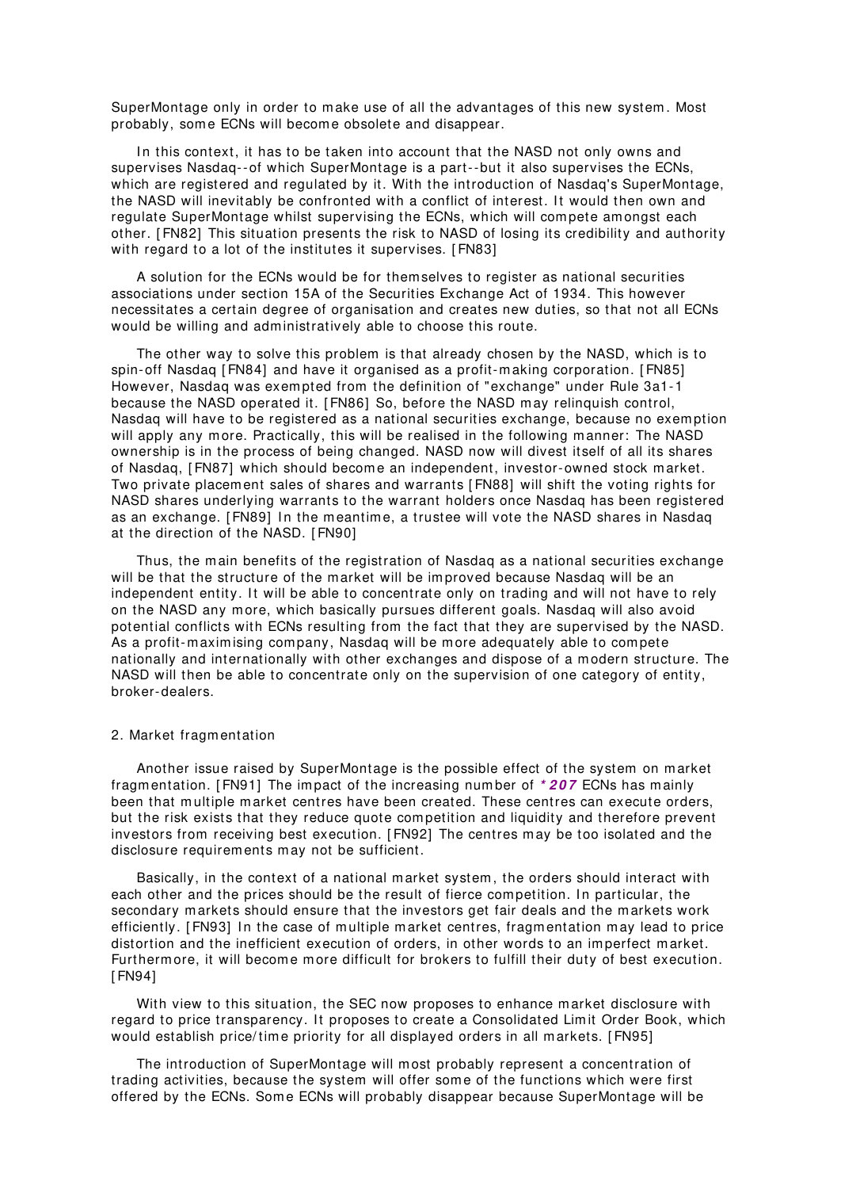SuperMontage only in order to make use of all the advantages of this new system. Most probably, some ECNs will become obsolete and disappear.

In this context, it has to be taken into account that the NASD not only owns and supervises Nasdaq--of which SuperMontage is a part--but it also supervises the ECNs, which are registered and regulated by it. With the introduction of Nasdaq's SuperMontage, the NASD will inevitably be confronted with a conflict of interest. It would then own and regulate SuperMontage whilst supervising the ECNs, which will compete amongst each other. [FN82] This situation presents the risk to NASD of losing its credibility and authority with regard to a lot of the institutes it supervises. [FN83]

A solution for the ECNs would be for themselves to register as national securities associations under section 15A of the Securities Exchange Act of 1934. This however necessitates a certain degree of organisation and creates new duties, so that not all ECNs would be willing and administratively able to choose this route.

The other way to solve this problem is that already chosen by the NASD, which is to spin-off Nasdaq [FN84] and have it organised as a profit-making corporation. [FN85] However, Nasdaq was exempted from the definition of "exchange" under Rule 3a1-1 because the NASD operated it. [FN86] So, before the NASD may relinquish control, Nasdaq will have to be registered as a national securities exchange, because no exemption will apply any more. Practically, this will be realised in the following manner: The NASD ownership is in the process of being changed. NASD now will divest itself of all its shares of Nasdaq, [FN87] which should become an independent, investor-owned stock market. Two private placement sales of shares and warrants [FN88] will shift the voting rights for NASD shares underlying warrants to the warrant holders once Nasdaq has been registered as an exchange. [FN89] In the meantime, a trustee will vote the NASD shares in Nasdaq at the direction of the NASD. [FN90]

Thus, the main benefits of the registration of Nasdaq as a national securities exchange will be that the structure of the market will be improved because Nasdaq will be an independent entity. It will be able to concentrate only on trading and will not have to rely on the NASD any more, which basically pursues different goals. Nasdaq will also avoid potential conflicts with ECNs resulting from the fact that they are supervised by the NASD. As a profit-maximising company, Nasdaq will be more adequately able to compete nationally and internationally with other exchanges and dispose of a modern structure. The NASD will then be able to concentrate only on the supervision of one category of entity, broker-dealers.

2. Market fragmentation

Another issue raised by SuperMontage is the possible effect of the system on market fragmentation. [FN91] The impact of the increasing number of ***207** ECNs has mainly been that multiple market centres have been created. These centres can execute orders, but the risk exists that they reduce quote competition and liquidity and therefore prevent investors from receiving best execution. [FN92] The centres may be too isolated and the disclosure requirements may not be sufficient.

Basically, in the context of a national market system, the orders should interact with each other and the prices should be the result of fierce competition. In particular, the secondary markets should ensure that the investors get fair deals and the markets work efficiently. [FN93] In the case of multiple market centres, fragmentation may lead to price distortion and the inefficient execution of orders, in other words to an imperfect market. Furthermore, it will become more difficult for brokers to fulfill their duty of best execution. [FN94]

With view to this situation, the SEC now proposes to enhance market disclosure with regard to price transparency. It proposes to create a Consolidated Limit Order Book, which would establish price/time priority for all displayed orders in all markets. [FN95]

The introduction of SuperMontage will most probably represent a concentration of trading activities, because the system will offer some of the functions which were first offered by the ECNs. Some ECNs will probably disappear because SuperMontage will be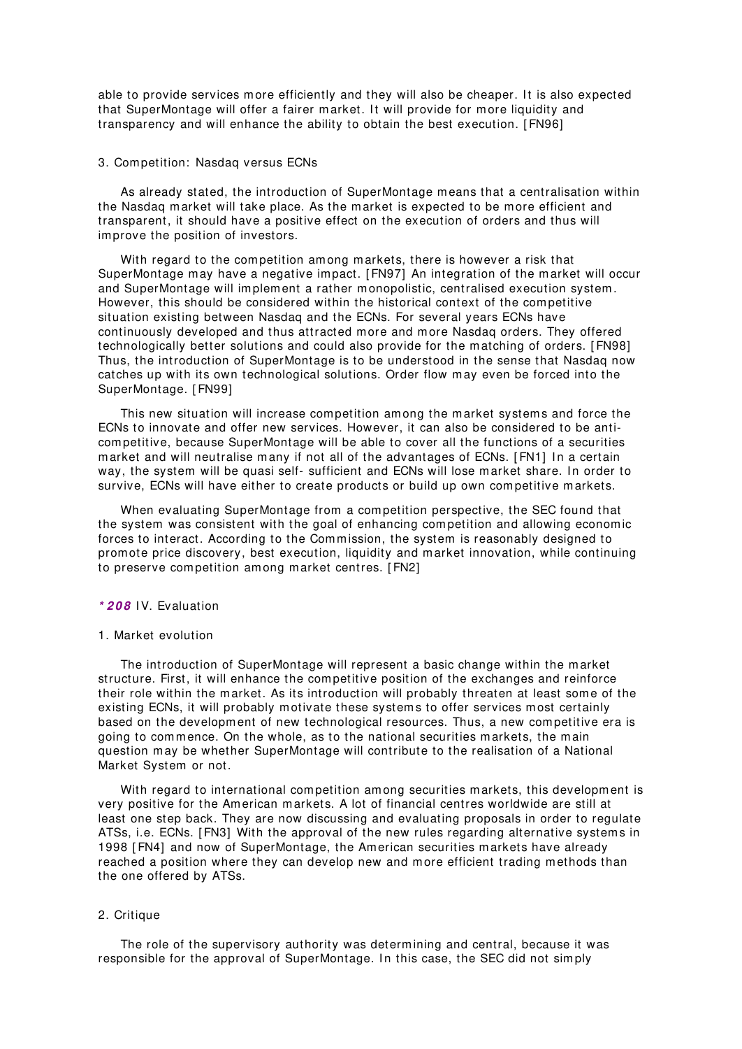able to provide services more efficiently and they will also be cheaper. It is also expected that SuperMontage will offer a fairer market. It will provide for more liquidity and transparency and will enhance the ability to obtain the best execution. [FN96]

### 3. Competition: Nasdaq versus ECNs

As already stated, the introduction of SuperMontage means that a centralisation within the Nasdaq market will take place. As the market is expected to be more efficient and transparent, it should have a positive effect on the execution of orders and thus will improve the position of investors.

With regard to the competition among markets, there is however a risk that SuperMontage may have a negative impact. [FN97] An integration of the market will occur and SuperMontage will implement a rather monopolistic, centralised execution system. However, this should be considered within the historical context of the competitive situation existing between Nasdaq and the ECNs. For several years ECNs have continuously developed and thus attracted more and more Nasdaq orders. They offered technologically better solutions and could also provide for the matching of orders. [FN98] Thus, the introduction of SuperMontage is to be understood in the sense that Nasdaq now catches up with its own technological solutions. Order flow may even be forced into the SuperMontage. [FN99]

This new situation will increase competition among the market systems and force the ECNs to innovate and offer new services. However, it can also be considered to be anti-competitive, because SuperMontage will be able to cover all the functions of a securities market and will neutralise many if not all of the advantages of ECNs. [FN1] In a certain way, the system will be quasi self- sufficient and ECNs will lose market share. In order to survive, ECNs will have either to create products or build up own competitive markets.

When evaluating SuperMontage from a competition perspective, the SEC found that the system was consistent with the goal of enhancing competition and allowing economic forces to interact. According to the Commission, the system is reasonably designed to promote price discovery, best execution, liquidity and market innovation, while continuing to preserve competition among market centres. [FN2]

## ***208** IV. Evaluation

### 1. Market evolution

The introduction of SuperMontage will represent a basic change within the market structure. First, it will enhance the competitive position of the exchanges and reinforce their role within the market. As its introduction will probably threaten at least some of the existing ECNs, it will probably motivate these systems to offer services most certainly based on the development of new technological resources. Thus, a new competitive era is going to commence. On the whole, as to the national securities markets, the main question may be whether SuperMontage will contribute to the realisation of a National Market System or not.

With regard to international competition among securities markets, this development is very positive for the American markets. A lot of financial centres worldwide are still at least one step back. They are now discussing and evaluating proposals in order to regulate ATSs, i.e. ECNs. [FN3] With the approval of the new rules regarding alternative systems in 1998 [FN4] and now of SuperMontage, the American securities markets have already reached a position where they can develop new and more efficient trading methods than the one offered by ATSs.

### 2. Critique

The role of the supervisory authority was determining and central, because it was responsible for the approval of SuperMontage. In this case, the SEC did not simply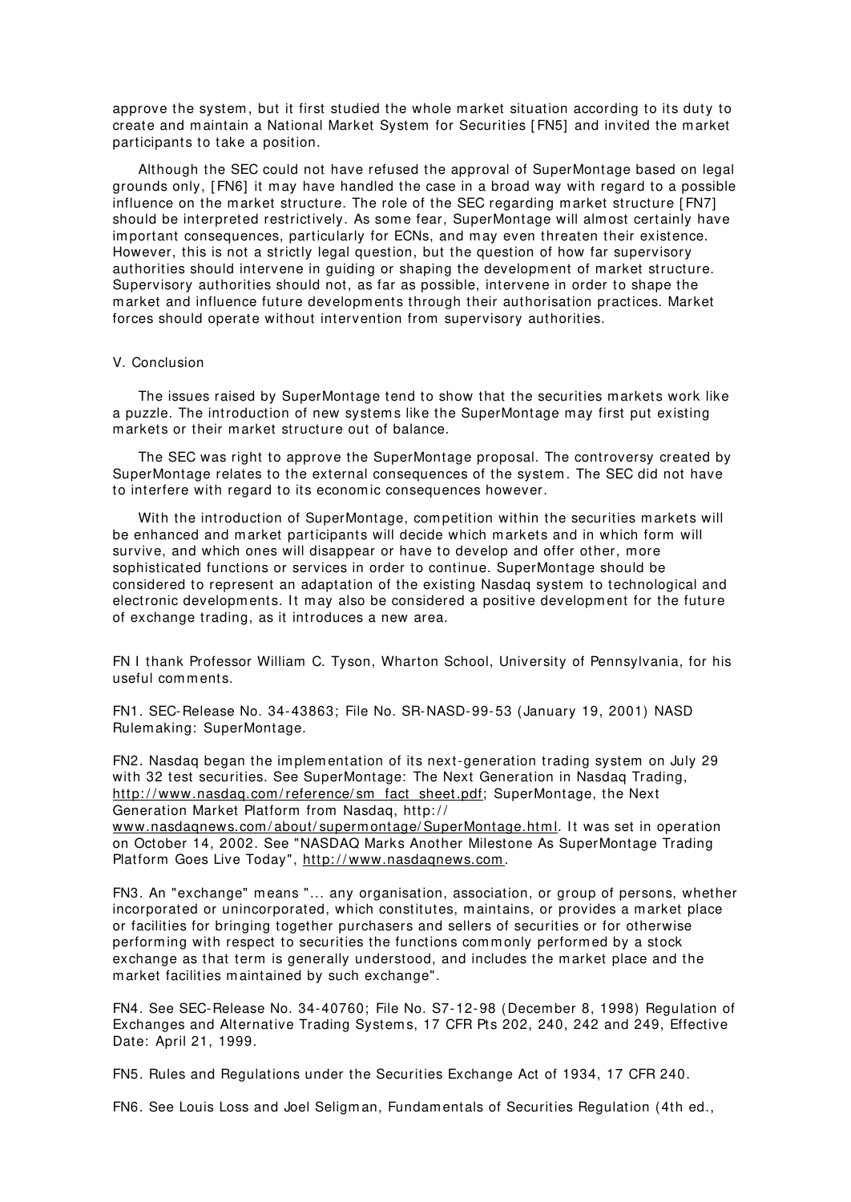approve the system, but it first studied the whole market situation according to its duty to create and maintain a National Market System for Securities [FN5] and invited the market participants to take a position.

Although the SEC could not have refused the approval of SuperMontage based on legal grounds only, [FN6] it may have handled the case in a broad way with regard to a possible influence on the market structure. The role of the SEC regarding market structure [FN7] should be interpreted restrictively. As some fear, SuperMontage will almost certainly have important consequences, particularly for ECNs, and may even threaten their existence. However, this is not a strictly legal question, but the question of how far supervisory authorities should intervene in guiding or shaping the development of market structure. Supervisory authorities should not, as far as possible, intervene in order to shape the market and influence future developments through their authorisation practices. Market forces should operate without intervention from supervisory authorities.

## V. Conclusion

The issues raised by SuperMontage tend to show that the securities markets work like a puzzle. The introduction of new systems like the SuperMontage may first put existing markets or their market structure out of balance.

The SEC was right to approve the SuperMontage proposal. The controversy created by SuperMontage relates to the external consequences of the system. The SEC did not have to interfere with regard to its economic consequences however.

With the introduction of SuperMontage, competition within the securities markets will be enhanced and market participants will decide which markets and in which form will survive, and which ones will disappear or have to develop and offer other, more sophisticated functions or services in order to continue. SuperMontage should be considered to represent an adaptation of the existing Nasdaq system to technological and electronic developments. It may also be considered a positive development for the future of exchange trading, as it introduces a new area.

FN I thank Professor William C. Tyson, Wharton School, University of Pennsylvania, for his useful comments.

FN1. SEC-Release No. 34-43863; File No. SR-NASD-99-53 (January 19, 2001) NASD Rulemaking: SuperMontage.

FN2. Nasdaq began the implementation of its next-generation trading system on July 29 with 32 test securities. See SuperMontage: The Next Generation in Nasdaq Trading, http://www.nasdaq.com/reference/sm_fact_sheet.pdf; SuperMontage, the Next Generation Market Platform from Nasdaq, http://www.nasdaqnews.com/about/supermontage/SuperMontage.html. It was set in operation on October 14, 2002. See "NASDAQ Marks Another Milestone As SuperMontage Trading Platform Goes Live Today", http://www.nasdaqnews.com.

FN3. An "exchange" means "... any organisation, association, or group of persons, whether incorporated or unincorporated, which constitutes, maintains, or provides a market place or facilities for bringing together purchasers and sellers of securities or for otherwise performing with respect to securities the functions commonly performed by a stock exchange as that term is generally understood, and includes the market place and the market facilities maintained by such exchange".

FN4. See SEC-Release No. 34-40760; File No. S7-12-98 (December 8, 1998) Regulation of Exchanges and Alternative Trading Systems, 17 CFR Pts 202, 240, 242 and 249, Effective Date: April 21, 1999.

FN5. Rules and Regulations under the Securities Exchange Act of 1934, 17 CFR 240.

FN6. See Louis Loss and Joel Seligman, Fundamentals of Securities Regulation (4th ed.,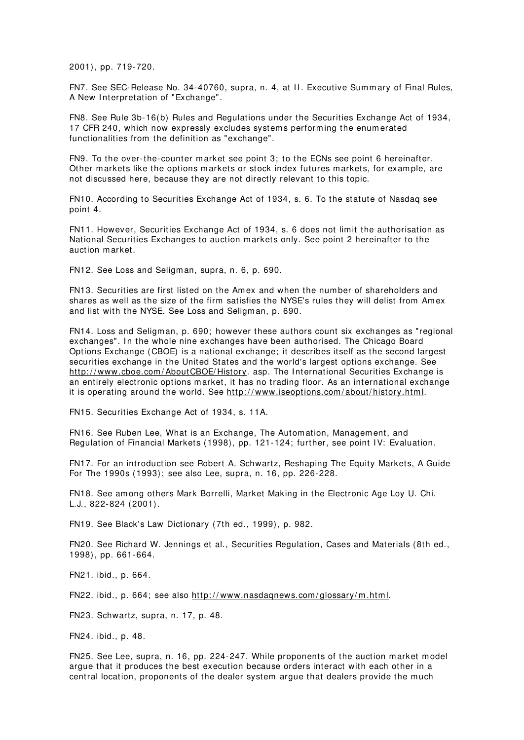2001), pp. 719-720.

FN7. See SEC-Release No. 34-40760, supra, n. 4, at II. Executive Summary of Final Rules, A New Interpretation of "Exchange".

FN8. See Rule 3b-16(b) Rules and Regulations under the Securities Exchange Act of 1934, 17 CFR 240, which now expressly excludes systems performing the enumerated functionalities from the definition as "exchange".

FN9. To the over-the-counter market see point 3; to the ECNs see point 6 hereinafter. Other markets like the options markets or stock index futures markets, for example, are not discussed here, because they are not directly relevant to this topic.

FN10. According to Securities Exchange Act of 1934, s. 6. To the statute of Nasdaq see point 4.

FN11. However, Securities Exchange Act of 1934, s. 6 does not limit the authorisation as National Securities Exchanges to auction markets only. See point 2 hereinafter to the auction market.

FN12. See Loss and Seligman, supra, n. 6, p. 690.

FN13. Securities are first listed on the Amex and when the number of shareholders and shares as well as the size of the firm satisfies the NYSE's rules they will delist from Amex and list with the NYSE. See Loss and Seligman, p. 690.

FN14. Loss and Seligman, p. 690; however these authors count six exchanges as "regional exchanges". In the whole nine exchanges have been authorised. The Chicago Board Options Exchange (CBOE) is a national exchange; it describes itself as the second largest securities exchange in the United States and the world's largest options exchange. See http://www.cboe.com/AboutCBOE/History. asp. The International Securities Exchange is an entirely electronic options market, it has no trading floor. As an international exchange it is operating around the world. See http://www.iseoptions.com/about/history.html.

FN15. Securities Exchange Act of 1934, s. 11A.

FN16. See Ruben Lee, What is an Exchange, The Automation, Management, and Regulation of Financial Markets (1998), pp. 121-124; further, see point IV: Evaluation.

FN17. For an introduction see Robert A. Schwartz, Reshaping The Equity Markets, A Guide For The 1990s (1993); see also Lee, supra, n. 16, pp. 226-228.

FN18. See among others Mark Borrelli, Market Making in the Electronic Age Loy U. Chi. L.J., 822-824 (2001).

FN19. See Black's Law Dictionary (7th ed., 1999), p. 982.

FN20. See Richard W. Jennings et al., Securities Regulation, Cases and Materials (8th ed., 1998), pp. 661-664.

FN21. ibid., p. 664.

FN22. ibid., p. 664; see also http://www.nasdaqnews.com/glossary/m.html.

FN23. Schwartz, supra, n. 17, p. 48.

FN24. ibid., p. 48.

FN25. See Lee, supra, n. 16, pp. 224-247. While proponents of the auction market model argue that it produces the best execution because orders interact with each other in a central location, proponents of the dealer system argue that dealers provide the much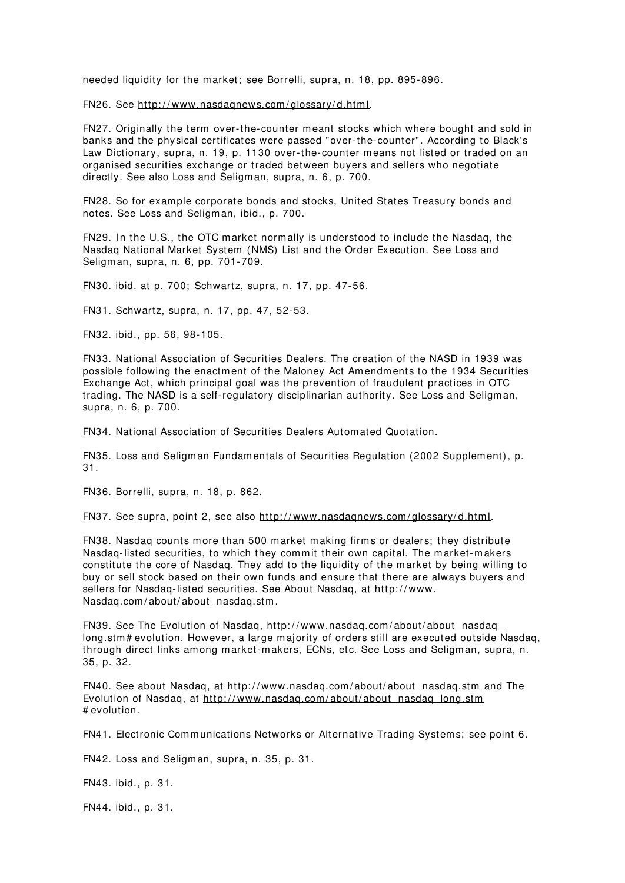needed liquidity for the market; see Borrelli, supra, n. 18, pp. 895-896.

FN26. See http://www.nasdaqnews.com/glossary/d.html.

FN27. Originally the term over-the-counter meant stocks which where bought and sold in banks and the physical certificates were passed "over-the-counter". According to Black's Law Dictionary, supra, n. 19, p. 1130 over-the-counter means not listed or traded on an organised securities exchange or traded between buyers and sellers who negotiate directly. See also Loss and Seligman, supra, n. 6, p. 700.

FN28. So for example corporate bonds and stocks, United States Treasury bonds and notes. See Loss and Seligman, ibid., p. 700.

FN29. In the U.S., the OTC market normally is understood to include the Nasdaq, the Nasdaq National Market System (NMS) List and the Order Execution. See Loss and Seligman, supra, n. 6, pp. 701-709.

FN30. ibid. at p. 700; Schwartz, supra, n. 17, pp. 47-56.

FN31. Schwartz, supra, n. 17, pp. 47, 52-53.

FN32. ibid., pp. 56, 98-105.

FN33. National Association of Securities Dealers. The creation of the NASD in 1939 was possible following the enactment of the Maloney Act Amendments to the 1934 Securities Exchange Act, which principal goal was the prevention of fraudulent practices in OTC trading. The NASD is a self-regulatory disciplinarian authority. See Loss and Seligman, supra, n. 6, p. 700.

FN34. National Association of Securities Dealers Automated Quotation.

FN35. Loss and Seligman Fundamentals of Securities Regulation (2002 Supplement), p. 31.

FN36. Borrelli, supra, n. 18, p. 862.

FN37. See supra, point 2, see also http://www.nasdaqnews.com/glossary/d.html.

FN38. Nasdaq counts more than 500 market making firms or dealers; they distribute Nasdaq-listed securities, to which they commit their own capital. The market-makers constitute the core of Nasdaq. They add to the liquidity of the market by being willing to buy or sell stock based on their own funds and ensure that there are always buyers and sellers for Nasdaq-listed securities. See About Nasdaq, at http://www. Nasdaq.com/about/about_nasdaq.stm.

FN39. See The Evolution of Nasdaq, http://www.nasdaq.com/about/about_nasdaq_ long.stm#evolution. However, a large majority of orders still are executed outside Nasdaq, through direct links among market-makers, ECNs, etc. See Loss and Seligman, supra, n. 35, p. 32.

FN40. See about Nasdaq, at http://www.nasdaq.com/about/about_nasdaq.stm and The Evolution of Nasdaq, at http://www.nasdaq.com/about/about_nasdaq_long.stm #evolution.

FN41. Electronic Communications Networks or Alternative Trading Systems; see point 6.

FN42. Loss and Seligman, supra, n. 35, p. 31.

FN43. ibid., p. 31.

FN44. ibid., p. 31.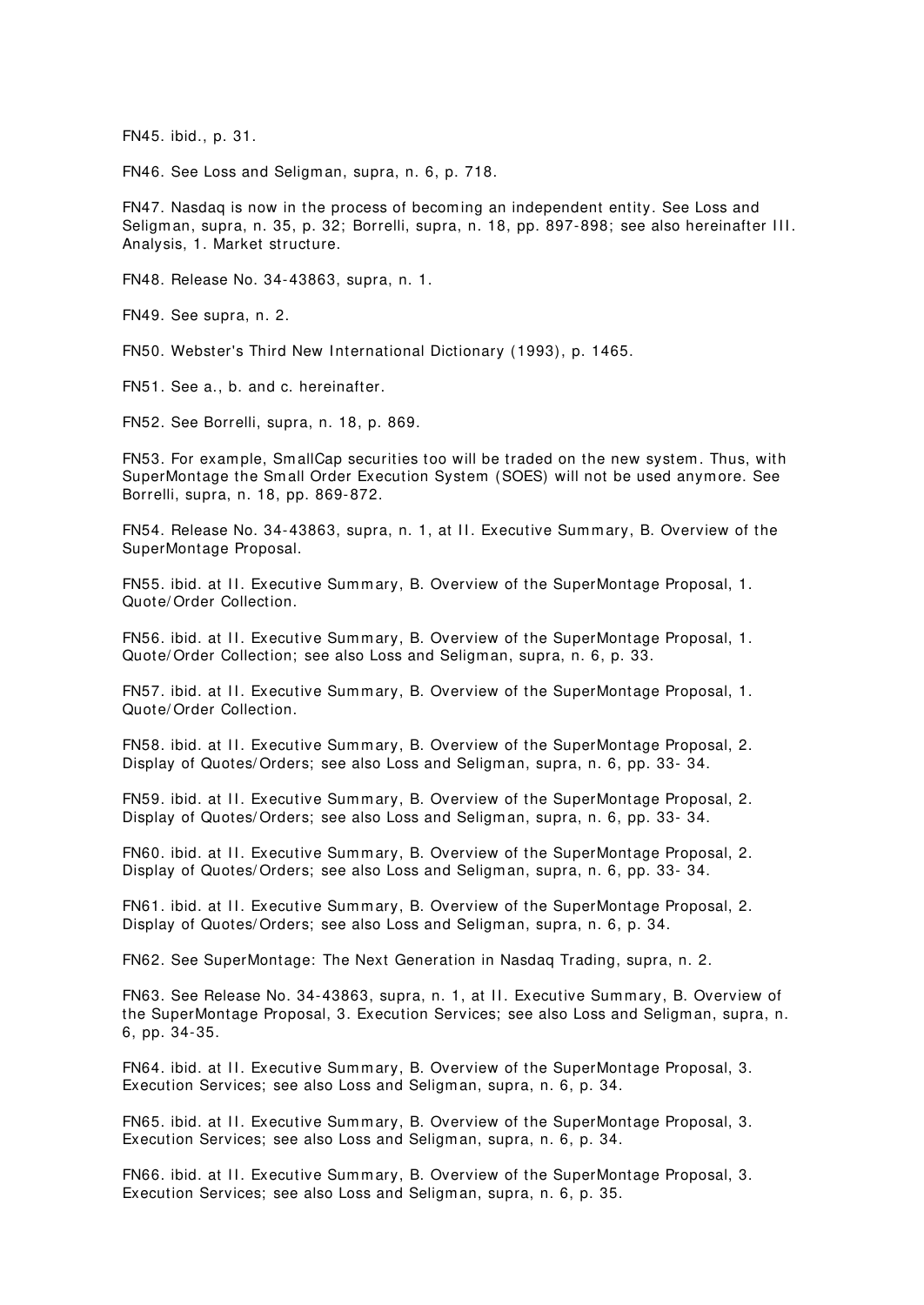FN45. ibid., p. 31.

FN46. See Loss and Seligman, supra, n. 6, p. 718.

FN47. Nasdaq is now in the process of becoming an independent entity. See Loss and Seligman, supra, n. 35, p. 32; Borrelli, supra, n. 18, pp. 897-898; see also hereinafter III. Analysis, 1. Market structure.

FN48. Release No. 34-43863, supra, n. 1.

FN49. See supra, n. 2.

FN50. Webster's Third New International Dictionary (1993), p. 1465.

FN51. See a., b. and c. hereinafter.

FN52. See Borrelli, supra, n. 18, p. 869.

FN53. For example, SmallCap securities too will be traded on the new system. Thus, with SuperMontage the Small Order Execution System (SOES) will not be used anymore. See Borrelli, supra, n. 18, pp. 869-872.

FN54. Release No. 34-43863, supra, n. 1, at II. Executive Summary, B. Overview of the SuperMontage Proposal.

FN55. ibid. at II. Executive Summary, B. Overview of the SuperMontage Proposal, 1. Quote/Order Collection.

FN56. ibid. at II. Executive Summary, B. Overview of the SuperMontage Proposal, 1. Quote/Order Collection; see also Loss and Seligman, supra, n. 6, p. 33.

FN57. ibid. at II. Executive Summary, B. Overview of the SuperMontage Proposal, 1. Quote/Order Collection.

FN58. ibid. at II. Executive Summary, B. Overview of the SuperMontage Proposal, 2. Display of Quotes/Orders; see also Loss and Seligman, supra, n. 6, pp. 33- 34.

FN59. ibid. at II. Executive Summary, B. Overview of the SuperMontage Proposal, 2. Display of Quotes/Orders; see also Loss and Seligman, supra, n. 6, pp. 33- 34.

FN60. ibid. at II. Executive Summary, B. Overview of the SuperMontage Proposal, 2. Display of Quotes/Orders; see also Loss and Seligman, supra, n. 6, pp. 33- 34.

FN61. ibid. at II. Executive Summary, B. Overview of the SuperMontage Proposal, 2. Display of Quotes/Orders; see also Loss and Seligman, supra, n. 6, p. 34.

FN62. See SuperMontage: The Next Generation in Nasdaq Trading, supra, n. 2.

FN63. See Release No. 34-43863, supra, n. 1, at II. Executive Summary, B. Overview of the SuperMontage Proposal, 3. Execution Services; see also Loss and Seligman, supra, n. 6, pp. 34-35.

FN64. ibid. at II. Executive Summary, B. Overview of the SuperMontage Proposal, 3. Execution Services; see also Loss and Seligman, supra, n. 6, p. 34.

FN65. ibid. at II. Executive Summary, B. Overview of the SuperMontage Proposal, 3. Execution Services; see also Loss and Seligman, supra, n. 6, p. 34.

FN66. ibid. at II. Executive Summary, B. Overview of the SuperMontage Proposal, 3. Execution Services; see also Loss and Seligman, supra, n. 6, p. 35.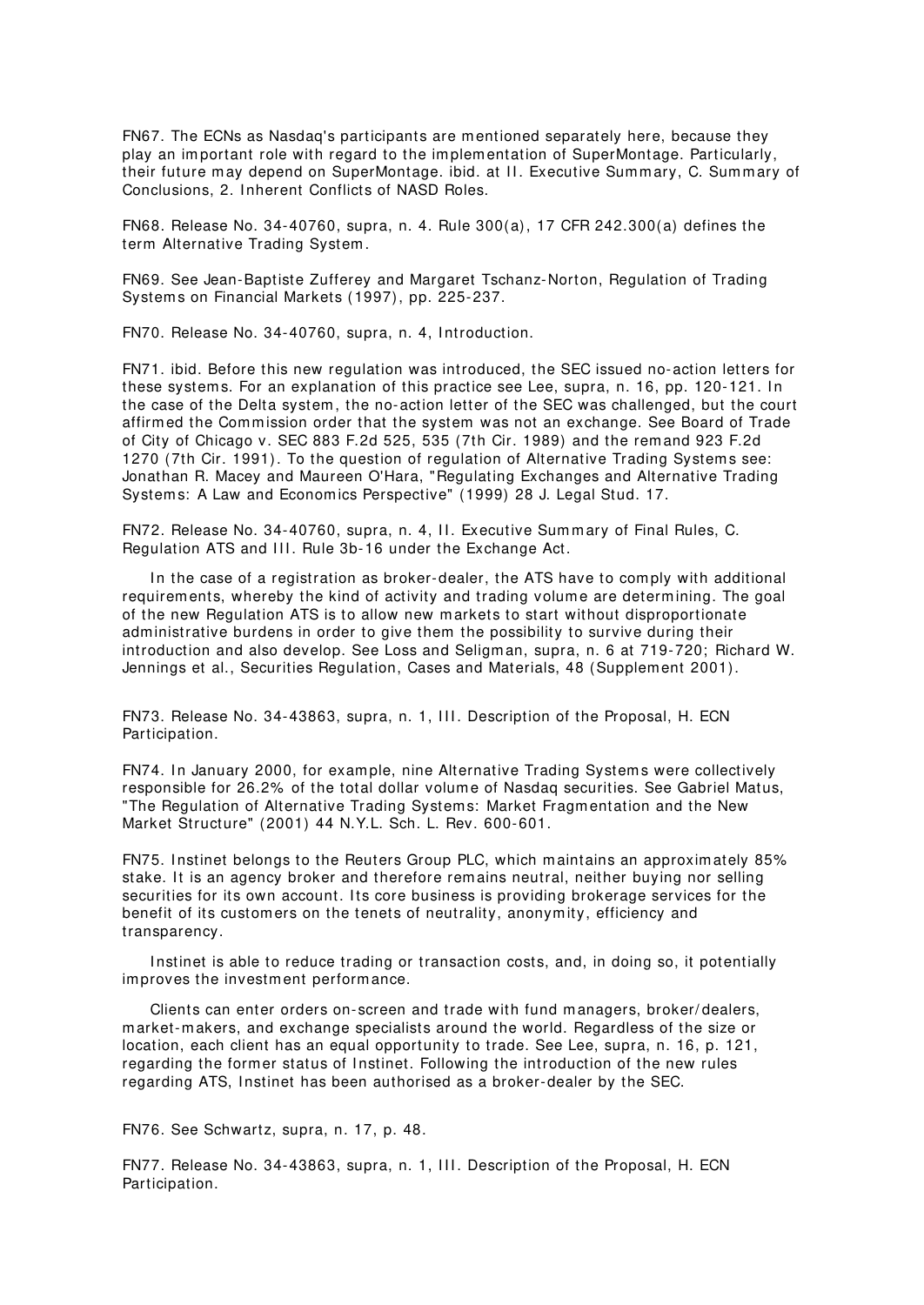FN67. The ECNs as Nasdaq's participants are mentioned separately here, because they play an important role with regard to the implementation of SuperMontage. Particularly, their future may depend on SuperMontage. ibid. at II. Executive Summary, C. Summary of Conclusions, 2. Inherent Conflicts of NASD Roles.

FN68. Release No. 34-40760, supra, n. 4. Rule 300(a), 17 CFR 242.300(a) defines the term Alternative Trading System.

FN69. See Jean-Baptiste Zufferey and Margaret Tschanz-Norton, Regulation of Trading Systems on Financial Markets (1997), pp. 225-237.

FN70. Release No. 34-40760, supra, n. 4, Introduction.

FN71. ibid. Before this new regulation was introduced, the SEC issued no-action letters for these systems. For an explanation of this practice see Lee, supra, n. 16, pp. 120-121. In the case of the Delta system, the no-action letter of the SEC was challenged, but the court affirmed the Commission order that the system was not an exchange. See Board of Trade of City of Chicago v. SEC 883 F.2d 525, 535 (7th Cir. 1989) and the remand 923 F.2d 1270 (7th Cir. 1991). To the question of regulation of Alternative Trading Systems see: Jonathan R. Macey and Maureen O'Hara, "Regulating Exchanges and Alternative Trading Systems: A Law and Economics Perspective" (1999) 28 J. Legal Stud. 17.

FN72. Release No. 34-40760, supra, n. 4, II. Executive Summary of Final Rules, C. Regulation ATS and III. Rule 3b-16 under the Exchange Act.

In the case of a registration as broker-dealer, the ATS have to comply with additional requirements, whereby the kind of activity and trading volume are determining. The goal of the new Regulation ATS is to allow new markets to start without disproportionate administrative burdens in order to give them the possibility to survive during their introduction and also develop. See Loss and Seligman, supra, n. 6 at 719-720; Richard W. Jennings et al., Securities Regulation, Cases and Materials, 48 (Supplement 2001).

FN73. Release No. 34-43863, supra, n. 1, III. Description of the Proposal, H. ECN Participation.

FN74. In January 2000, for example, nine Alternative Trading Systems were collectively responsible for 26.2% of the total dollar volume of Nasdaq securities. See Gabriel Matus, "The Regulation of Alternative Trading Systems: Market Fragmentation and the New Market Structure" (2001) 44 N.Y.L. Sch. L. Rev. 600-601.

FN75. Instinet belongs to the Reuters Group PLC, which maintains an approximately 85% stake. It is an agency broker and therefore remains neutral, neither buying nor selling securities for its own account. Its core business is providing brokerage services for the benefit of its customers on the tenets of neutrality, anonymity, efficiency and transparency.

Instinet is able to reduce trading or transaction costs, and, in doing so, it potentially improves the investment performance.

Clients can enter orders on-screen and trade with fund managers, broker/dealers, market-makers, and exchange specialists around the world. Regardless of the size or location, each client has an equal opportunity to trade. See Lee, supra, n. 16, p. 121, regarding the former status of Instinet. Following the introduction of the new rules regarding ATS, Instinet has been authorised as a broker-dealer by the SEC.

FN76. See Schwartz, supra, n. 17, p. 48.

FN77. Release No. 34-43863, supra, n. 1, III. Description of the Proposal, H. ECN Participation.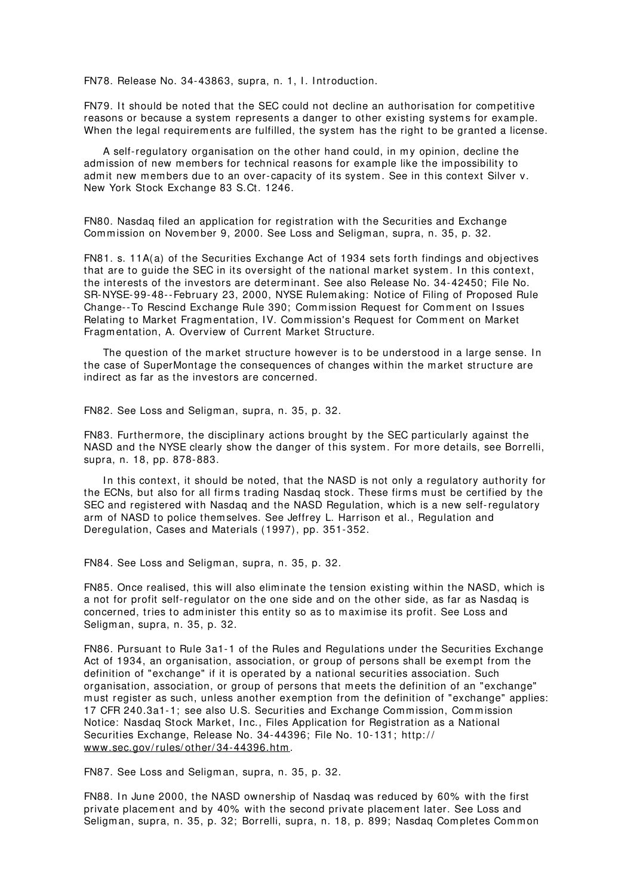FN78. Release No. 34-43863, supra, n. 1, I. Introduction.

FN79. It should be noted that the SEC could not decline an authorisation for competitive reasons or because a system represents a danger to other existing systems for example. When the legal requirements are fulfilled, the system has the right to be granted a license.

A self-regulatory organisation on the other hand could, in my opinion, decline the admission of new members for technical reasons for example like the impossibility to admit new members due to an over-capacity of its system. See in this context Silver v. New York Stock Exchange 83 S.Ct. 1246.

FN80. Nasdaq filed an application for registration with the Securities and Exchange Commission on November 9, 2000. See Loss and Seligman, supra, n. 35, p. 32.

FN81. s. 11A(a) of the Securities Exchange Act of 1934 sets forth findings and objectives that are to guide the SEC in its oversight of the national market system. In this context, the interests of the investors are determinant. See also Release No. 34-42450; File No. SR-NYSE-99-48--February 23, 2000, NYSE Rulemaking: Notice of Filing of Proposed Rule Change--To Rescind Exchange Rule 390; Commission Request for Comment on Issues Relating to Market Fragmentation, IV. Commission's Request for Comment on Market Fragmentation, A. Overview of Current Market Structure.

The question of the market structure however is to be understood in a large sense. In the case of SuperMontage the consequences of changes within the market structure are indirect as far as the investors are concerned.

FN82. See Loss and Seligman, supra, n. 35, p. 32.

FN83. Furthermore, the disciplinary actions brought by the SEC particularly against the NASD and the NYSE clearly show the danger of this system. For more details, see Borrelli, supra, n. 18, pp. 878-883.

In this context, it should be noted, that the NASD is not only a regulatory authority for the ECNs, but also for all firms trading Nasdaq stock. These firms must be certified by the SEC and registered with Nasdaq and the NASD Regulation, which is a new self-regulatory arm of NASD to police themselves. See Jeffrey L. Harrison et al., Regulation and Deregulation, Cases and Materials (1997), pp. 351-352.

FN84. See Loss and Seligman, supra, n. 35, p. 32.

FN85. Once realised, this will also eliminate the tension existing within the NASD, which is a not for profit self-regulator on the one side and on the other side, as far as Nasdaq is concerned, tries to administer this entity so as to maximise its profit. See Loss and Seligman, supra, n. 35, p. 32.

FN86. Pursuant to Rule 3a1-1 of the Rules and Regulations under the Securities Exchange Act of 1934, an organisation, association, or group of persons shall be exempt from the definition of "exchange" if it is operated by a national securities association. Such organisation, association, or group of persons that meets the definition of an "exchange" must register as such, unless another exemption from the definition of "exchange" applies: 17 CFR 240.3a1-1; see also U.S. Securities and Exchange Commission, Commission Notice: Nasdaq Stock Market, Inc., Files Application for Registration as a National Securities Exchange, Release No. 34-44396; File No. 10-131; http:// www.sec.gov/rules/other/34-44396.htm.

FN87. See Loss and Seligman, supra, n. 35, p. 32.

FN88. In June 2000, the NASD ownership of Nasdaq was reduced by 60% with the first private placement and by 40% with the second private placement later. See Loss and Seligman, supra, n. 35, p. 32; Borrelli, supra, n. 18, p. 899; Nasdaq Completes Common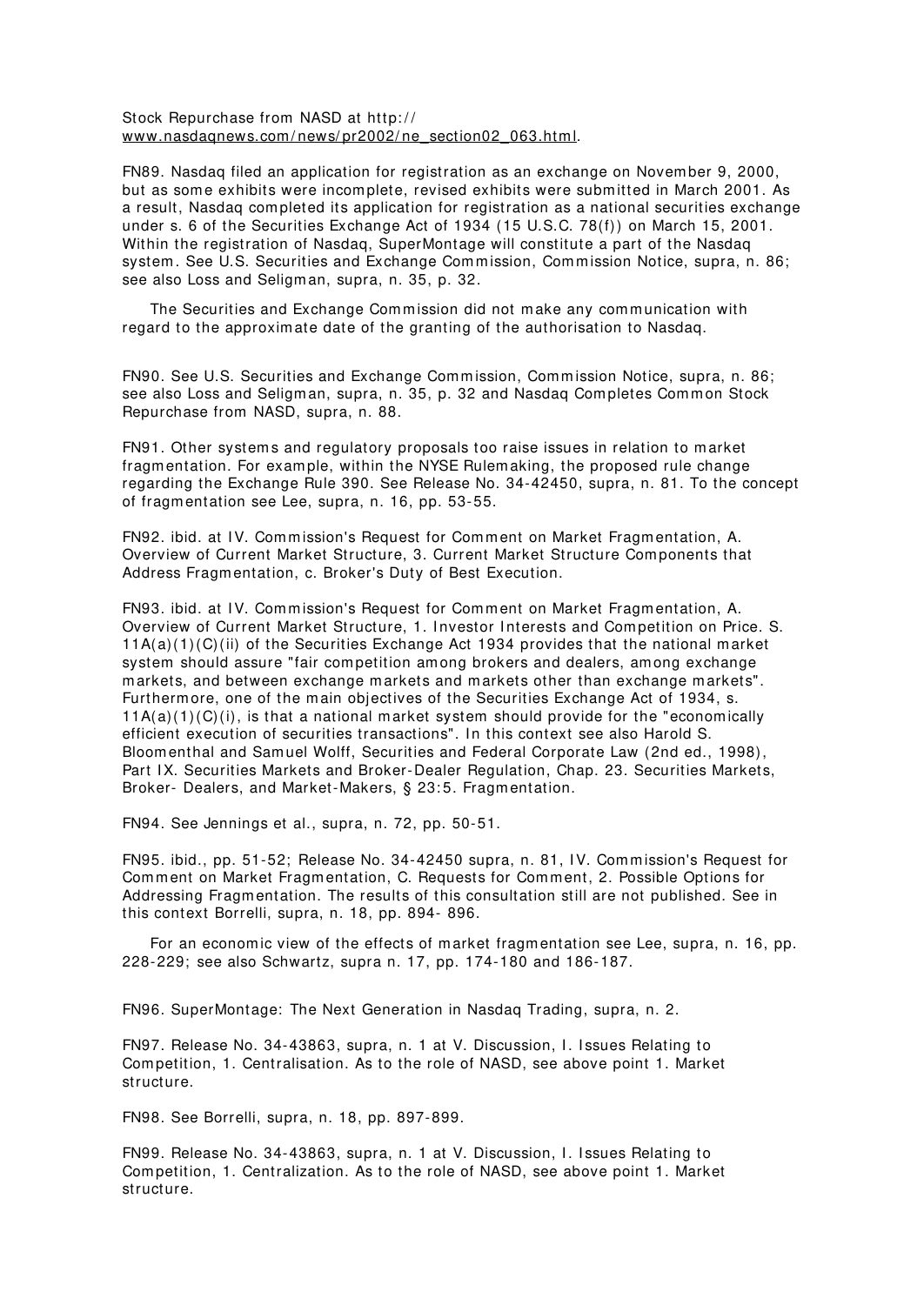Stock Repurchase from NASD at http:// www.nasdaqnews.com/news/pr2002/ne_section02_063.html.

FN89. Nasdaq filed an application for registration as an exchange on November 9, 2000, but as some exhibits were incomplete, revised exhibits were submitted in March 2001. As a result, Nasdaq completed its application for registration as a national securities exchange under s. 6 of the Securities Exchange Act of 1934 (15 U.S.C. 78(f)) on March 15, 2001. Within the registration of Nasdaq, SuperMontage will constitute a part of the Nasdaq system. See U.S. Securities and Exchange Commission, Commission Notice, supra, n. 86; see also Loss and Seligman, supra, n. 35, p. 32.

The Securities and Exchange Commission did not make any communication with regard to the approximate date of the granting of the authorisation to Nasdaq.

FN90. See U.S. Securities and Exchange Commission, Commission Notice, supra, n. 86; see also Loss and Seligman, supra, n. 35, p. 32 and Nasdaq Completes Common Stock Repurchase from NASD, supra, n. 88.

FN91. Other systems and regulatory proposals too raise issues in relation to market fragmentation. For example, within the NYSE Rulemaking, the proposed rule change regarding the Exchange Rule 390. See Release No. 34-42450, supra, n. 81. To the concept of fragmentation see Lee, supra, n. 16, pp. 53-55.

FN92. ibid. at IV. Commission's Request for Comment on Market Fragmentation, A. Overview of Current Market Structure, 3. Current Market Structure Components that Address Fragmentation, c. Broker's Duty of Best Execution.

FN93. ibid. at IV. Commission's Request for Comment on Market Fragmentation, A. Overview of Current Market Structure, 1. Investor Interests and Competition on Price. S. 11A(a)(1)(C)(ii) of the Securities Exchange Act 1934 provides that the national market system should assure "fair competition among brokers and dealers, among exchange markets, and between exchange markets and markets other than exchange markets". Furthermore, one of the main objectives of the Securities Exchange Act of 1934, s. 11A(a)(1)(C)(i), is that a national market system should provide for the "economically efficient execution of securities transactions". In this context see also Harold S. Bloomenthal and Samuel Wolff, Securities and Federal Corporate Law (2nd ed., 1998), Part IX. Securities Markets and Broker-Dealer Regulation, Chap. 23. Securities Markets, Broker- Dealers, and Market-Makers, § 23:5. Fragmentation.

FN94. See Jennings et al., supra, n. 72, pp. 50-51.

FN95. ibid., pp. 51-52; Release No. 34-42450 supra, n. 81, IV. Commission's Request for Comment on Market Fragmentation, C. Requests for Comment, 2. Possible Options for Addressing Fragmentation. The results of this consultation still are not published. See in this context Borrelli, supra, n. 18, pp. 894- 896.

For an economic view of the effects of market fragmentation see Lee, supra, n. 16, pp. 228-229; see also Schwartz, supra n. 17, pp. 174-180 and 186-187.

FN96. SuperMontage: The Next Generation in Nasdaq Trading, supra, n. 2.

FN97. Release No. 34-43863, supra, n. 1 at V. Discussion, I. Issues Relating to Competition, 1. Centralisation. As to the role of NASD, see above point 1. Market structure.

FN98. See Borrelli, supra, n. 18, pp. 897-899.

FN99. Release No. 34-43863, supra, n. 1 at V. Discussion, I. Issues Relating to Competition, 1. Centralization. As to the role of NASD, see above point 1. Market structure.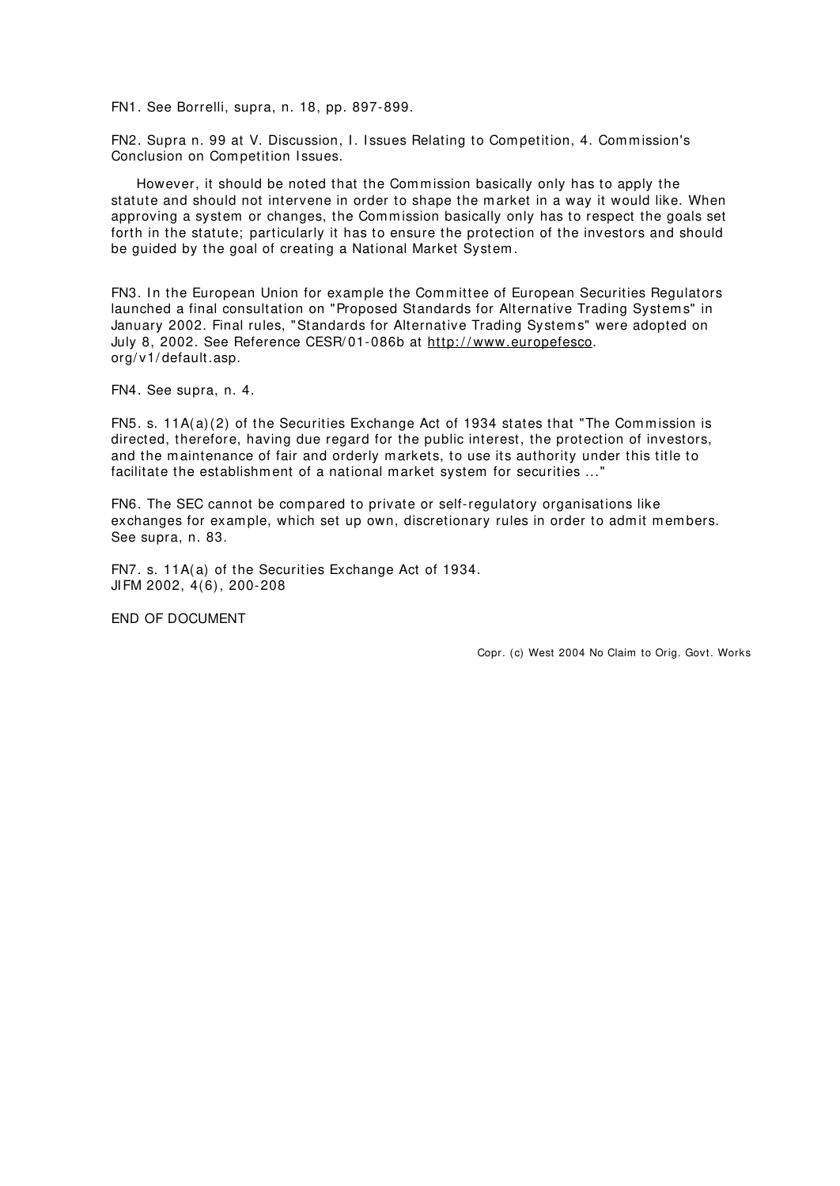FN1. See Borrelli, supra, n. 18, pp. 897-899.

FN2. Supra n. 99 at V. Discussion, I. Issues Relating to Competition, 4. Commission's Conclusion on Competition Issues.

However, it should be noted that the Commission basically only has to apply the statute and should not intervene in order to shape the market in a way it would like. When approving a system or changes, the Commission basically only has to respect the goals set forth in the statute; particularly it has to ensure the protection of the investors and should be guided by the goal of creating a National Market System.

FN3. In the European Union for example the Committee of European Securities Regulators launched a final consultation on "Proposed Standards for Alternative Trading Systems" in January 2002. Final rules, "Standards for Alternative Trading Systems" were adopted on July 8, 2002. See Reference CESR/01-086b at http://www.europefesco.org/v1/default.asp.

FN4. See supra, n. 4.

FN5. s. 11A(a)(2) of the Securities Exchange Act of 1934 states that "The Commission is directed, therefore, having due regard for the public interest, the protection of investors, and the maintenance of fair and orderly markets, to use its authority under this title to facilitate the establishment of a national market system for securities ..."

FN6. The SEC cannot be compared to private or self-regulatory organisations like exchanges for example, which set up own, discretionary rules in order to admit members. See supra, n. 83.

FN7. s. 11A(a) of the Securities Exchange Act of 1934.
JIFM 2002, 4(6), 200-208

END OF DOCUMENT

Copr. (c) West 2004 No Claim to Orig. Govt. Works